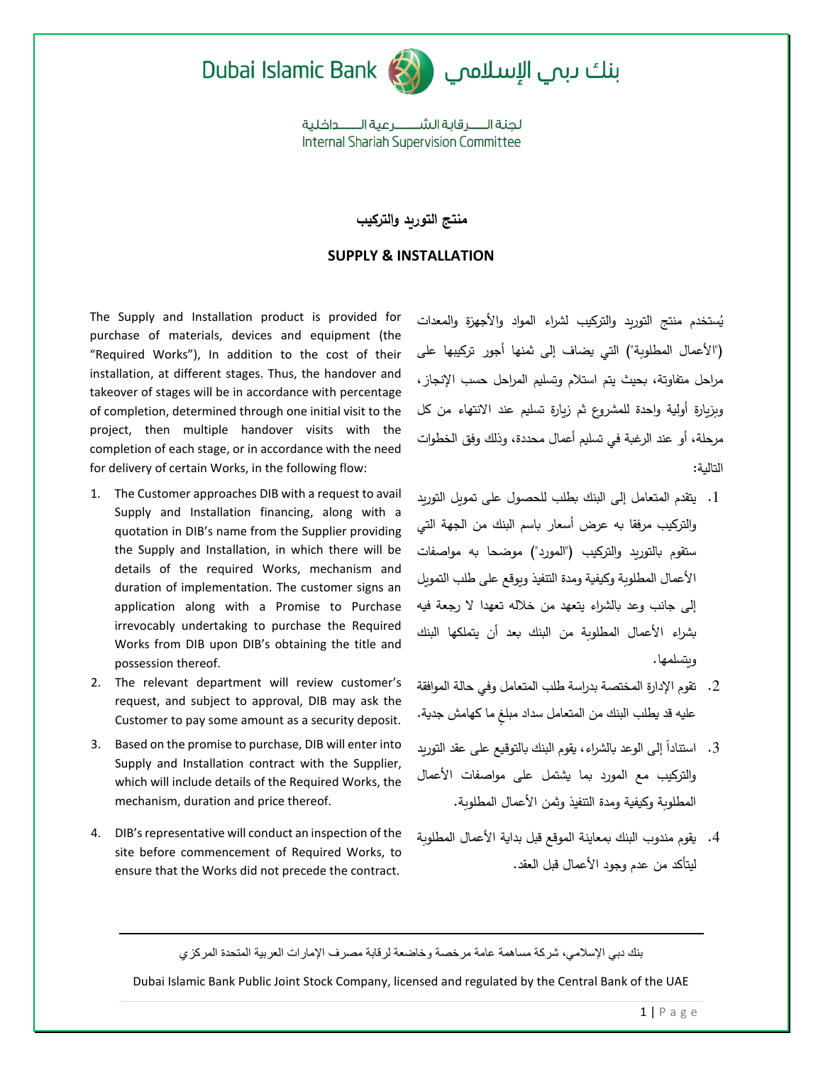Dubai Islamic Bank بنك دبي الإسلامي

لجنة الرقابة الشرعية الداخلية
Internal Shariah Supervision Committee

# منتج التوريد والتركيب

# SUPPLY & INSTALLATION

The Supply and Installation product is provided for purchase of materials, devices and equipment (the "Required Works"), In addition to the cost of their installation, at different stages. Thus, the handover and takeover of stages will be in accordance with percentage of completion, determined through one initial visit to the project, then multiple handover visits with the completion of each stage, or in accordance with the need for delivery of certain Works, in the following flow:

1. The Customer approaches DIB with a request to avail Supply and Installation financing, along with a quotation in DIB's name from the Supplier providing the Supply and Installation, in which there will be details of the required Works, mechanism and duration of implementation. The customer signs an application along with a Promise to Purchase irrevocably undertaking to purchase the Required Works from DIB upon DIB's obtaining the title and possession thereof.
2. The relevant department will review customer's request, and subject to approval, DIB may ask the Customer to pay some amount as a security deposit.
3. Based on the promise to purchase, DIB will enter into Supply and Installation contract with the Supplier, which will include details of the Required Works, the mechanism, duration and price thereof.
4. DIB's representative will conduct an inspection of the site before commencement of Required Works, to ensure that the Works did not precede the contract.

يُستخدم منتج التوريد والتركيب لشراء المواد والأجهزة والمعدات ("الأعمال المطلوبة") التي يضاف إلى ثمنها أجور تركيبها على مراحل متفاوتة، بحيث يتم استلام وتسليم المراحل حسب الإنجاز، وبزيارة أولية واحدة للمشروع ثم زيارة تسليم عند الانتهاء من كل مرحلة، أو عند الرغبة في تسليم أعمال محددة، وذلك وفق الخطوات التالية:

1. يتقدم المتعامل إلى البنك بطلب للحصول على تمويل التوريد والتركيب مرفقا به عرض أسعار باسم البنك من الجهة التي ستقوم بالتوريد والتركيب ("المورد") موضحا به مواصفات الأعمال المطلوبة وكيفية ومدة التنفيذ ويوقع على طلب التمويل إلى جانب وعد بالشراء يتعهد من خلاله تعهدا لا رجعة فيه بشراء الأعمال المطلوبة من البنك بعد أن يتملكها البنك ويتسلمها.
2. تقوم الإدارة المختصة بدراسة طلب المتعامل وفي حالة الموافقة عليه قد يطلب البنك من المتعامل سداد مبلغٍ ما كهامش جدية.
3. استناداً إلى الوعد بالشراء، يقوم البنك بالتوقيع على عقد التوريد والتركيب مع المورد بما يشتمل على مواصفات الأعمال المطلوبة وكيفية ومدة التنفيذ وثمن الأعمال المطلوبة.
4. يقوم مندوب البنك بمعاينة الموقع قبل بداية الأعمال المطلوبة ليتأكد من عدم وجود الأعمال قبل العقد.

بنك دبي الإسلامي، شركة مساهمة عامة مرخصة وخاضعة لرقابة مصرف الإمارات العربية المتحدة المركزي

Dubai Islamic Bank Public Joint Stock Company, licensed and regulated by the Central Bank of the UAE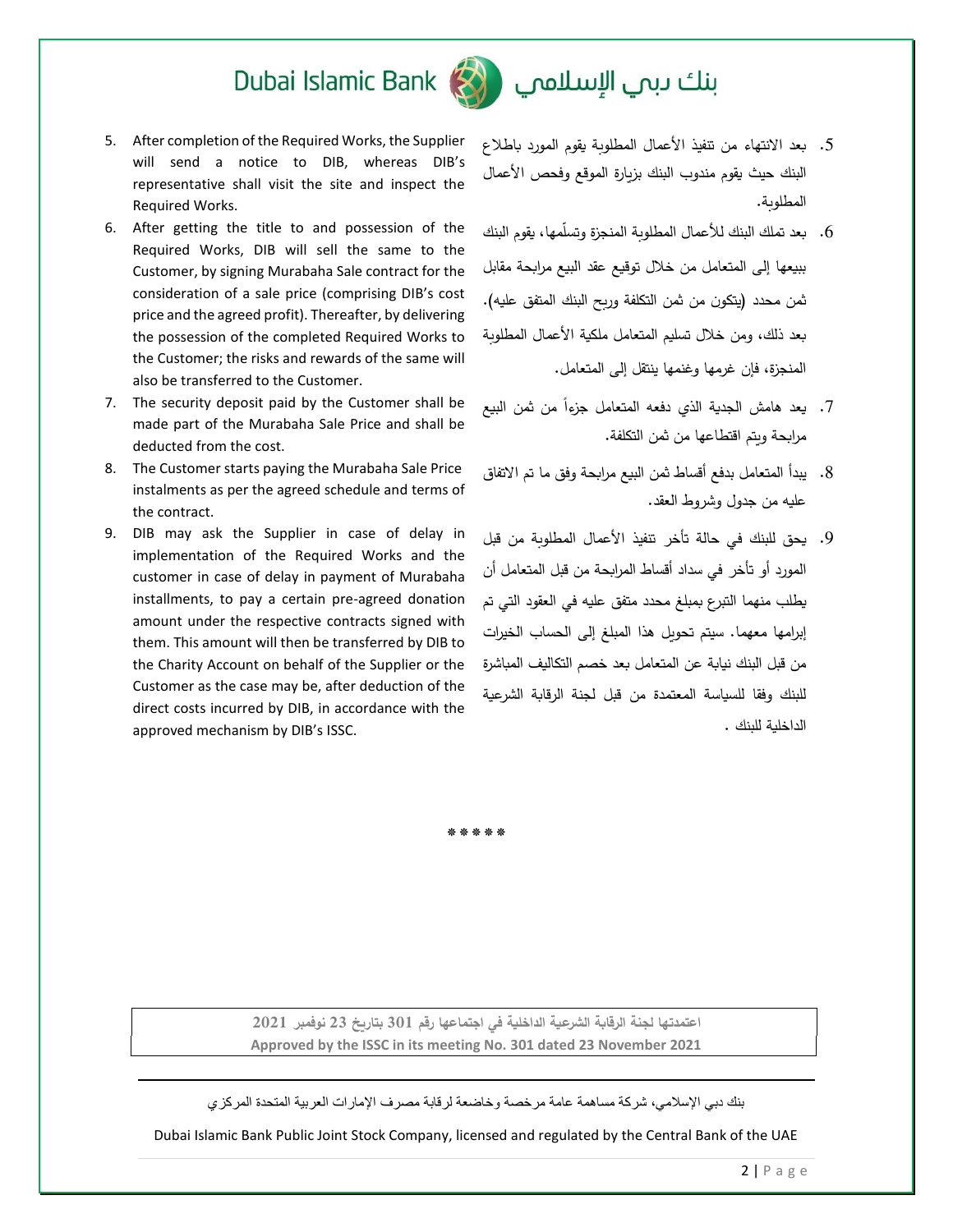5. After completion of the Required Works, the Supplier will send a notice to DIB, whereas DIB's representative shall visit the site and inspect the Required Works.
6. After getting the title to and possession of the Required Works, DIB will sell the same to the Customer, by signing Murabaha Sale contract for the consideration of a sale price (comprising DIB's cost price and the agreed profit). Thereafter, by delivering the possession of the completed Required Works to the Customer; the risks and rewards of the same will also be transferred to the Customer.
7. The security deposit paid by the Customer shall be made part of the Murabaha Sale Price and shall be deducted from the cost.
8. The Customer starts paying the Murabaha Sale Price instalments as per the agreed schedule and terms of the contract.
9. DIB may ask the Supplier in case of delay in implementation of the Required Works and the customer in case of delay in payment of Murabaha installments, to pay a certain pre-agreed donation amount under the respective contracts signed with them. This amount will then be transferred by DIB to the Charity Account on behalf of the Supplier or the Customer as the case may be, after deduction of the direct costs incurred by DIB, in accordance with the approved mechanism by DIB's ISSC.

5. بعد الانتهاء من تنفيذ الأعمال المطلوبة يقوم المورد باطلاع البنك حيث يقوم مندوب البنك بزيارة الموقع وفحص الأعمال المطلوبة.
6. بعد تملك البنك للأعمال المطلوبة المنجزة وتسلّمها، يقوم البنك ببيعها إلى المتعامل من خلال توقيع عقد البيع مرابحة مقابل ثمن محدد (يتكون من ثمن التكلفة وربح البنك المتفق عليه). بعد ذلك، ومن خلال تسليم المتعامل ملكية الأعمال المطلوبة المنجزة، فإن غرمها وغنمها ينتقل إلى المتعامل.
7. يعد هامش الجدية الذي دفعه المتعامل جزءاً من ثمن البيع مرابحة ويتم اقتطاعها من ثمن التكلفة.
8. يبدأ المتعامل بدفع أقساط ثمن البيع مرابحة وفق ما تم الاتفاق عليه من جدول وشروط العقد.
9. يحق للبنك في حالة تأخر تنفيذ الأعمال المطلوبة من قبل المورد أو تأخر في سداد أقساط المرابحة من قبل المتعامل أن يطلب منهما التبرع بمبلغ محدد متفق عليه في العقود التي تم إبرامها معهما. سيتم تحويل هذا المبلغ إلى الحساب الخيرات من قبل البنك نيابة عن المتعامل بعد خصم التكاليف المباشرة للبنك وفقا للسياسة المعتمدة من قبل لجنة الرقابة الشرعية الداخلية للبنك .

\*\*\*\*\*

| |
|---|
| **اعتمدتها لجنة الرقابة الشرعية الداخلية في اجتماعها رقم 301 بتاريخ 23 نوفمبر 2021** |
| **Approved by the ISSC in its meeting No. 301 dated 23 November 2021** |